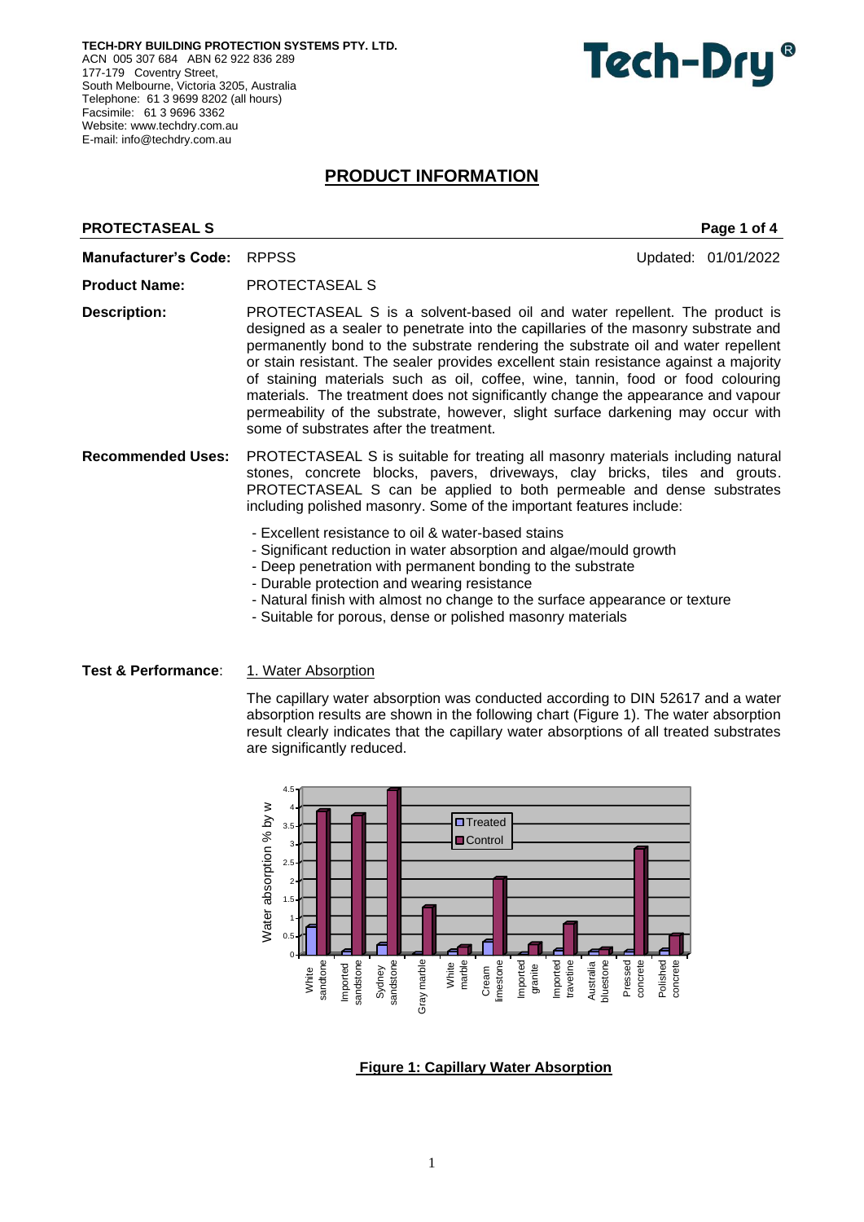**TECH-DRY BUILDING PROTECTION SYSTEMS PTY. LTD.**
ACN 005 307 684 ABN 62 922 836 289
177-179 Coventry Street,
South Melbourne, Victoria 3205, Australia
Telephone: 61 3 9699 8202 (all hours)
Facsimile: 61 3 9696 3362
Website: www.techdry.com.au
E-mail: info@techdry.com.au

**Tech-Dry®**

# PRODUCT INFORMATION

**PROTECTASEAL S**

**Manufacturer's Code:** RPPSS — Updated: 01/01/2022

**Product Name:** PROTECTASEAL S

**Description:** PROTECTASEAL S is a solvent-based oil and water repellent. The product is designed as a sealer to penetrate into the capillaries of the masonry substrate and permanently bond to the substrate rendering the substrate oil and water repellent or stain resistant. The sealer provides excellent stain resistance against a majority of staining materials such as oil, coffee, wine, tannin, food or food colouring materials. The treatment does not significantly change the appearance and vapour permeability of the substrate, however, slight surface darkening may occur with some of substrates after the treatment.

**Recommended Uses:** PROTECTASEAL S is suitable for treating all masonry materials including natural stones, concrete blocks, pavers, driveways, clay bricks, tiles and grouts. PROTECTASEAL S can be applied to both permeable and dense substrates including polished masonry. Some of the important features include:

- Excellent resistance to oil & water-based stains
- Significant reduction in water absorption and algae/mould growth
- Deep penetration with permanent bonding to the substrate
- Durable protection and wearing resistance
- Natural finish with almost no change to the surface appearance or texture
- Suitable for porous, dense or polished masonry materials

**Test & Performance:** 1. Water Absorption

The capillary water absorption was conducted according to DIN 52617 and a water absorption results are shown in the following chart (Figure 1). The water absorption result clearly indicates that the capillary water absorptions of all treated substrates are significantly reduced.

**Figure 1: Capillary Water Absorption**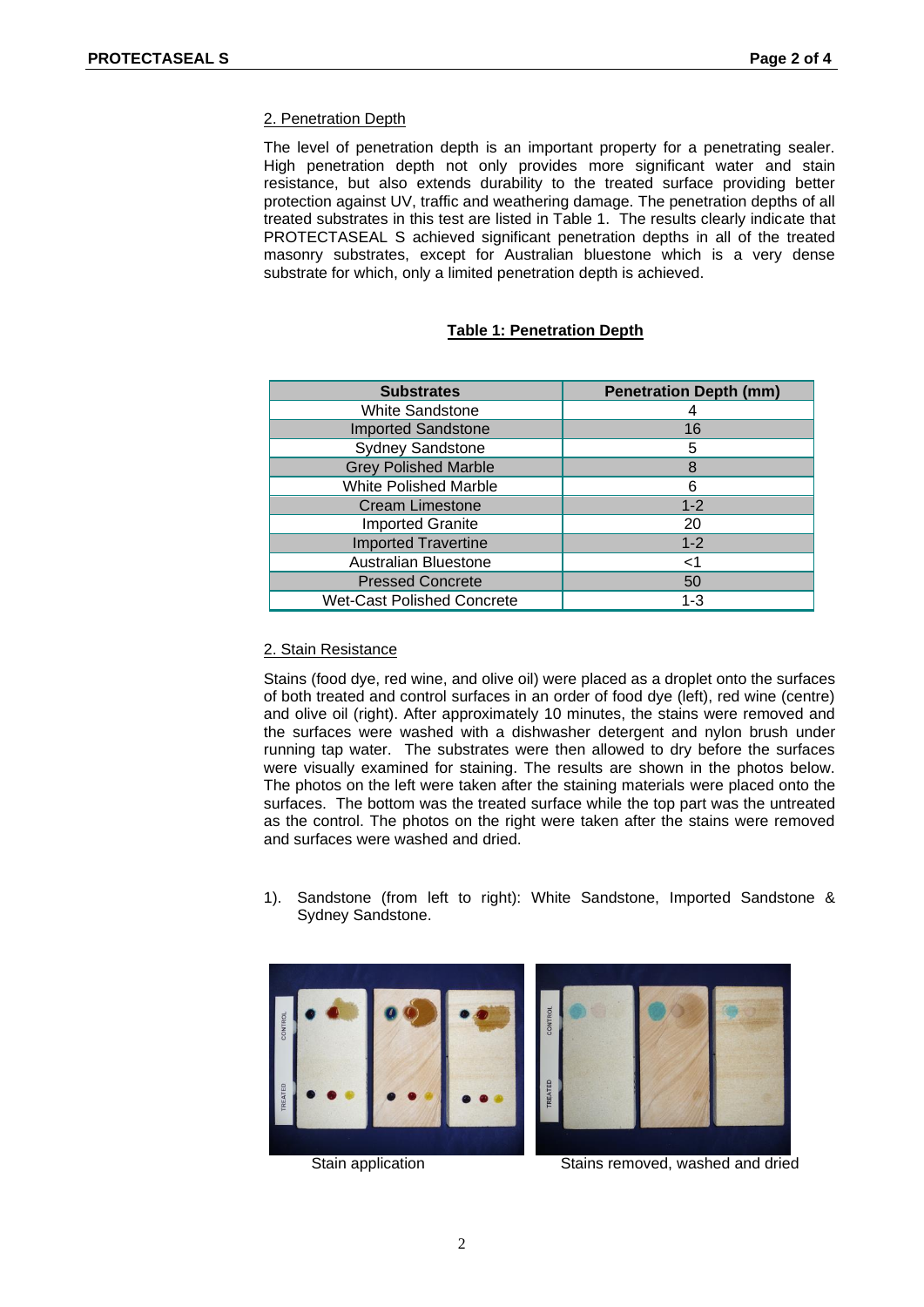## 2. Penetration Depth

The level of penetration depth is an important property for a penetrating sealer. High penetration depth not only provides more significant water and stain resistance, but also extends durability to the treated surface providing better protection against UV, traffic and weathering damage. The penetration depths of all treated substrates in this test are listed in Table 1. The results clearly indicate that PROTECTASEAL S achieved significant penetration depths in all of the treated masonry substrates, except for Australian bluestone which is a very dense substrate for which, only a limited penetration depth is achieved.

**Table 1: Penetration Depth**

| Substrates | Penetration Depth (mm) |
|---|---|
| White Sandstone | 4 |
| Imported Sandstone | 16 |
| Sydney Sandstone | 5 |
| Grey Polished Marble | 8 |
| White Polished Marble | 6 |
| Cream Limestone | 1-2 |
| Imported Granite | 20 |
| Imported Travertine | 1-2 |
| Australian Bluestone | <1 |
| Pressed Concrete | 50 |
| Wet-Cast Polished Concrete | 1-3 |

## 2. Stain Resistance

Stains (food dye, red wine, and olive oil) were placed as a droplet onto the surfaces of both treated and control surfaces in an order of food dye (left), red wine (centre) and olive oil (right). After approximately 10 minutes, the stains were removed and the surfaces were washed with a dishwasher detergent and nylon brush under running tap water. The substrates were then allowed to dry before the surfaces were visually examined for staining. The results are shown in the photos below. The photos on the left were taken after the staining materials were placed onto the surfaces. The bottom was the treated surface while the top part was the untreated as the control. The photos on the right were taken after the stains were removed and surfaces were washed and dried.

1). Sandstone (from left to right): White Sandstone, Imported Sandstone & Sydney Sandstone.

Stain application

Stains removed, washed and dried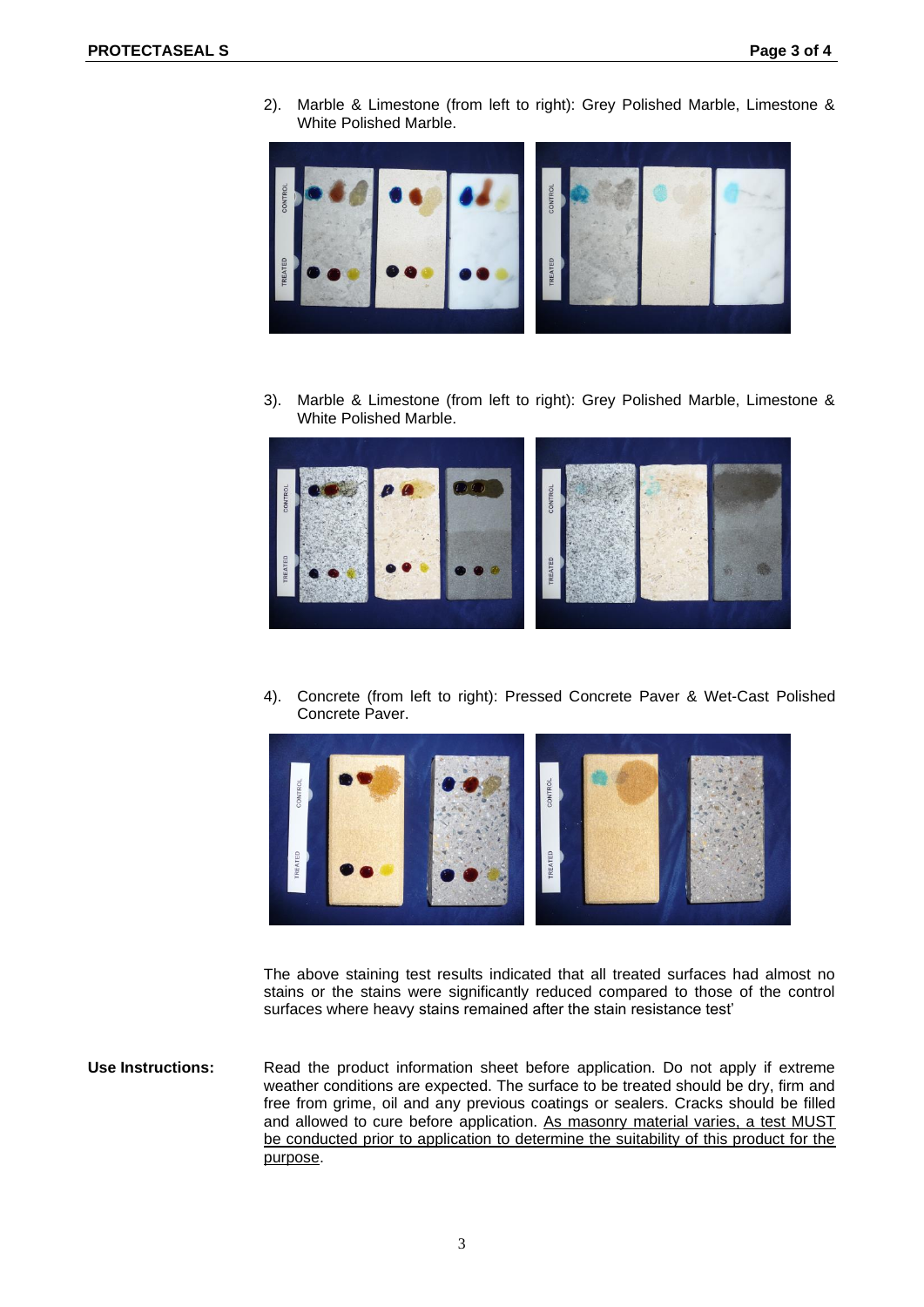2). Marble & Limestone (from left to right): Grey Polished Marble, Limestone & White Polished Marble.

3). Marble & Limestone (from left to right): Grey Polished Marble, Limestone & White Polished Marble.

4). Concrete (from left to right): Pressed Concrete Paver & Wet-Cast Polished Concrete Paver.

The above staining test results indicated that all treated surfaces had almost no stains or the stains were significantly reduced compared to those of the control surfaces where heavy stains remained after the stain resistance test'

**Use Instructions:** Read the product information sheet before application. Do not apply if extreme weather conditions are expected. The surface to be treated should be dry, firm and free from grime, oil and any previous coatings or sealers. Cracks should be filled and allowed to cure before application. <u>As masonry material varies, a test MUST be conducted prior to application to determine the suitability of this product for the purpose</u>.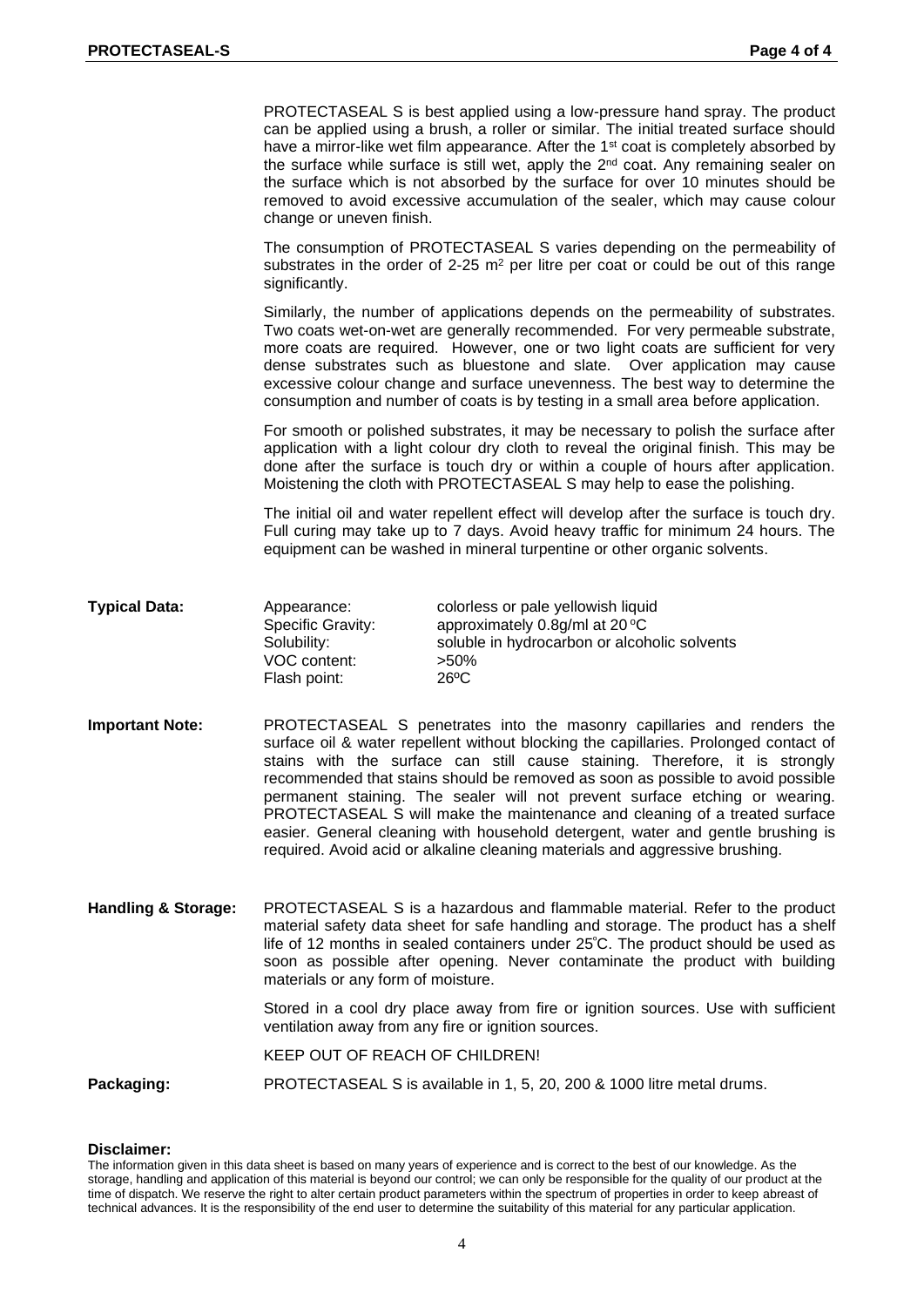PROTECTASEAL S is best applied using a low-pressure hand spray. The product can be applied using a brush, a roller or similar. The initial treated surface should have a mirror-like wet film appearance. After the 1st coat is completely absorbed by the surface while surface is still wet, apply the 2nd coat. Any remaining sealer on the surface which is not absorbed by the surface for over 10 minutes should be removed to avoid excessive accumulation of the sealer, which may cause colour change or uneven finish.

The consumption of PROTECTASEAL S varies depending on the permeability of substrates in the order of 2-25 $m^2$ per litre per coat or could be out of this range significantly.

Similarly, the number of applications depends on the permeability of substrates. Two coats wet-on-wet are generally recommended. For very permeable substrate, more coats are required. However, one or two light coats are sufficient for very dense substrates such as bluestone and slate. Over application may cause excessive colour change and surface unevenness. The best way to determine the consumption and number of coats is by testing in a small area before application.

For smooth or polished substrates, it may be necessary to polish the surface after application with a light colour dry cloth to reveal the original finish. This may be done after the surface is touch dry or within a couple of hours after application. Moistening the cloth with PROTECTASEAL S may help to ease the polishing.

The initial oil and water repellent effect will develop after the surface is touch dry. Full curing may take up to 7 days. Avoid heavy traffic for minimum 24 hours. The equipment can be washed in mineral turpentine or other organic solvents.

**Typical Data:**

| | |
|---|---|
| Appearance: | colorless or pale yellowish liquid |
| Specific Gravity: | approximately 0.8g/ml at 20 ºC |
| Solubility: | soluble in hydrocarbon or alcoholic solvents |
| VOC content: | >50% |
| Flash point: | 26ºC |

**Important Note:** PROTECTASEAL S penetrates into the masonry capillaries and renders the surface oil & water repellent without blocking the capillaries. Prolonged contact of stains with the surface can still cause staining. Therefore, it is strongly recommended that stains should be removed as soon as possible to avoid possible permanent staining. The sealer will not prevent surface etching or wearing. PROTECTASEAL S will make the maintenance and cleaning of a treated surface easier. General cleaning with household detergent, water and gentle brushing is required. Avoid acid or alkaline cleaning materials and aggressive brushing.

**Handling & Storage:** PROTECTASEAL S is a hazardous and flammable material. Refer to the product material safety data sheet for safe handling and storage. The product has a shelf life of 12 months in sealed containers under 25ºC. The product should be used as soon as possible after opening. Never contaminate the product with building materials or any form of moisture.

Stored in a cool dry place away from fire or ignition sources. Use with sufficient ventilation away from any fire or ignition sources.

KEEP OUT OF REACH OF CHILDREN!

**Packaging:** PROTECTASEAL S is available in 1, 5, 20, 200 & 1000 litre metal drums.

**Disclaimer:**

The information given in this data sheet is based on many years of experience and is correct to the best of our knowledge. As the storage, handling and application of this material is beyond our control; we can only be responsible for the quality of our product at the time of dispatch. We reserve the right to alter certain product parameters within the spectrum of properties in order to keep abreast of technical advances. It is the responsibility of the end user to determine the suitability of this material for any particular application.